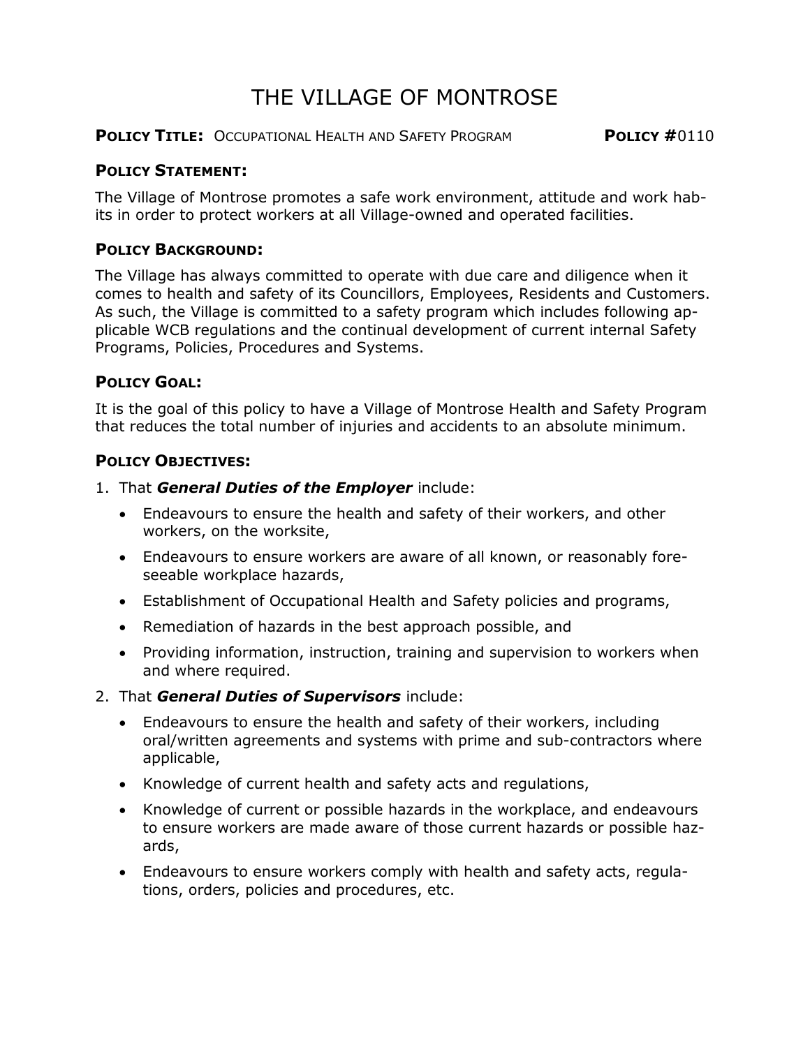# THE VILLAGE OF MONTROSE

**POLICY TITLE:** OCCUPATIONAL HEALTH AND SAFETY PROGRAM **POLICY #**0110

**POLICY STATEMENT:**

The Village of Montrose promotes a safe work environment, attitude and work habits in order to protect workers at all Village-owned and operated facilities.

**POLICY BACKGROUND:**

The Village has always committed to operate with due care and diligence when it comes to health and safety of its Councillors, Employees, Residents and Customers. As such, the Village is committed to a safety program which includes following applicable WCB regulations and the continual development of current internal Safety Programs, Policies, Procedures and Systems.

**POLICY GOAL:**

It is the goal of this policy to have a Village of Montrose Health and Safety Program that reduces the total number of injuries and accidents to an absolute minimum.

**POLICY OBJECTIVES:**

1. That ***General Duties of the Employer*** include:
   - Endeavours to ensure the health and safety of their workers, and other workers, on the worksite,
   - Endeavours to ensure workers are aware of all known, or reasonably foreseeable workplace hazards,
   - Establishment of Occupational Health and Safety policies and programs,
   - Remediation of hazards in the best approach possible, and
   - Providing information, instruction, training and supervision to workers when and where required.
2. That ***General Duties of Supervisors*** include:
   - Endeavours to ensure the health and safety of their workers, including oral/written agreements and systems with prime and sub-contractors where applicable,
   - Knowledge of current health and safety acts and regulations,
   - Knowledge of current or possible hazards in the workplace, and endeavours to ensure workers are made aware of those current hazards or possible hazards,
   - Endeavours to ensure workers comply with health and safety acts, regulations, orders, policies and procedures, etc.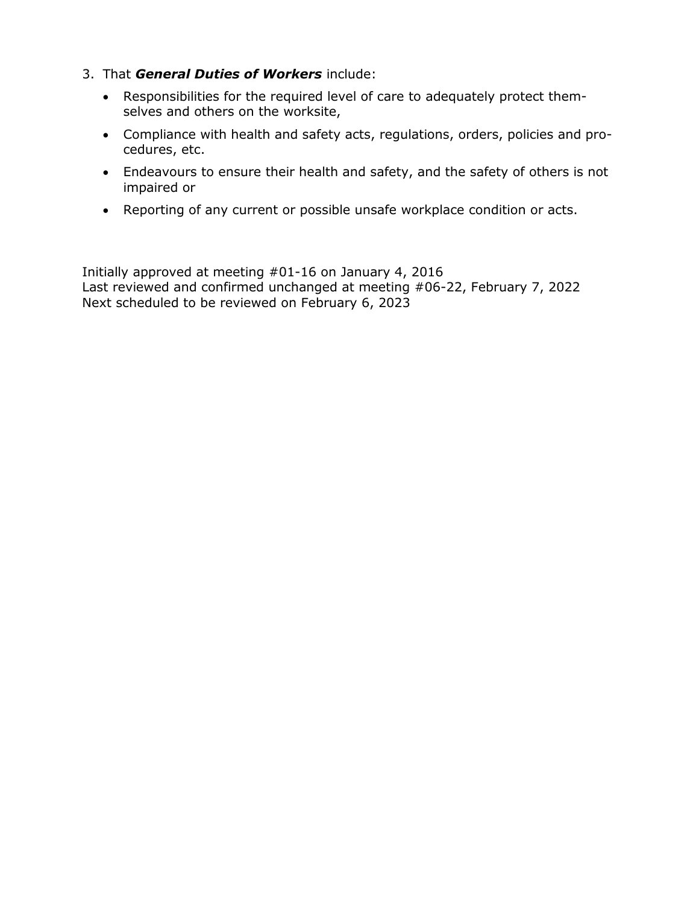3. That ***General Duties of Workers*** include:

   - Responsibilities for the required level of care to adequately protect themselves and others on the worksite,
   - Compliance with health and safety acts, regulations, orders, policies and procedures, etc.
   - Endeavours to ensure their health and safety, and the safety of others is not impaired or
   - Reporting of any current or possible unsafe workplace condition or acts.

Initially approved at meeting #01-16 on January 4, 2016
Last reviewed and confirmed unchanged at meeting #06-22, February 7, 2022
Next scheduled to be reviewed on February 6, 2023